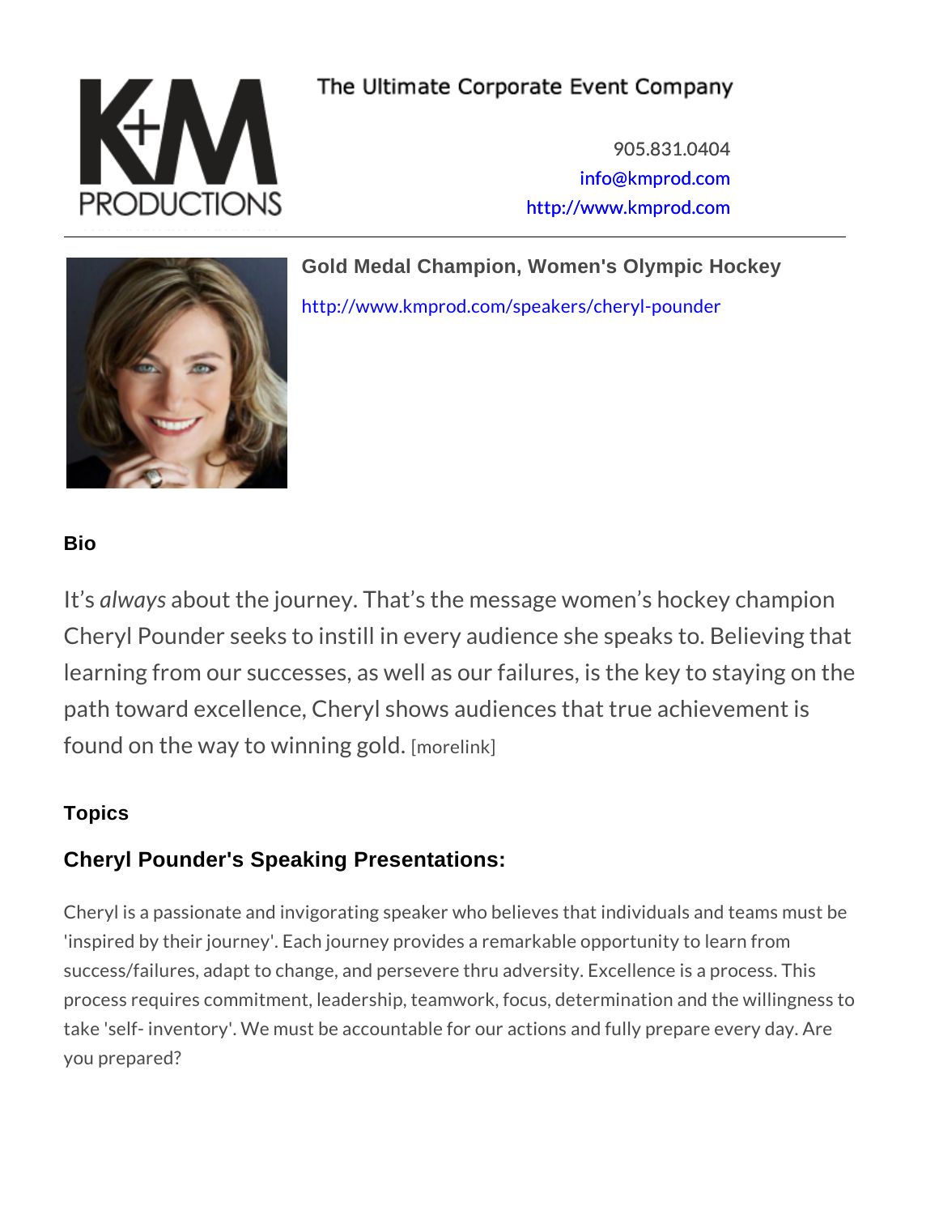The Ultimate Corporate Event Company

905.831.0404
info@kmprod.com
http://www.kmprod.com

## Gold Medal Champion, Women's Olympic Hockey

http://www.kmprod.com/speakers/cheryl-pounder

### Bio

It's *always* about the journey. That's the message women's hockey champion Cheryl Pounder seeks to instill in every audience she speaks to. Believing that learning from our successes, as well as our failures, is the key to staying on the path toward excellence, Cheryl shows audiences that true achievement is found on the way to winning gold. [morelink]

### Topics

### Cheryl Pounder's Speaking Presentations:

Cheryl is a passionate and invigorating speaker who believes that individuals and teams must be 'inspired by their journey'. Each journey provides a remarkable opportunity to learn from success/failures, adapt to change, and persevere thru adversity. Excellence is a process. This process requires commitment, leadership, teamwork, focus, determination and the willingness to take 'self- inventory'. We must be accountable for our actions and fully prepare every day. Are you prepared?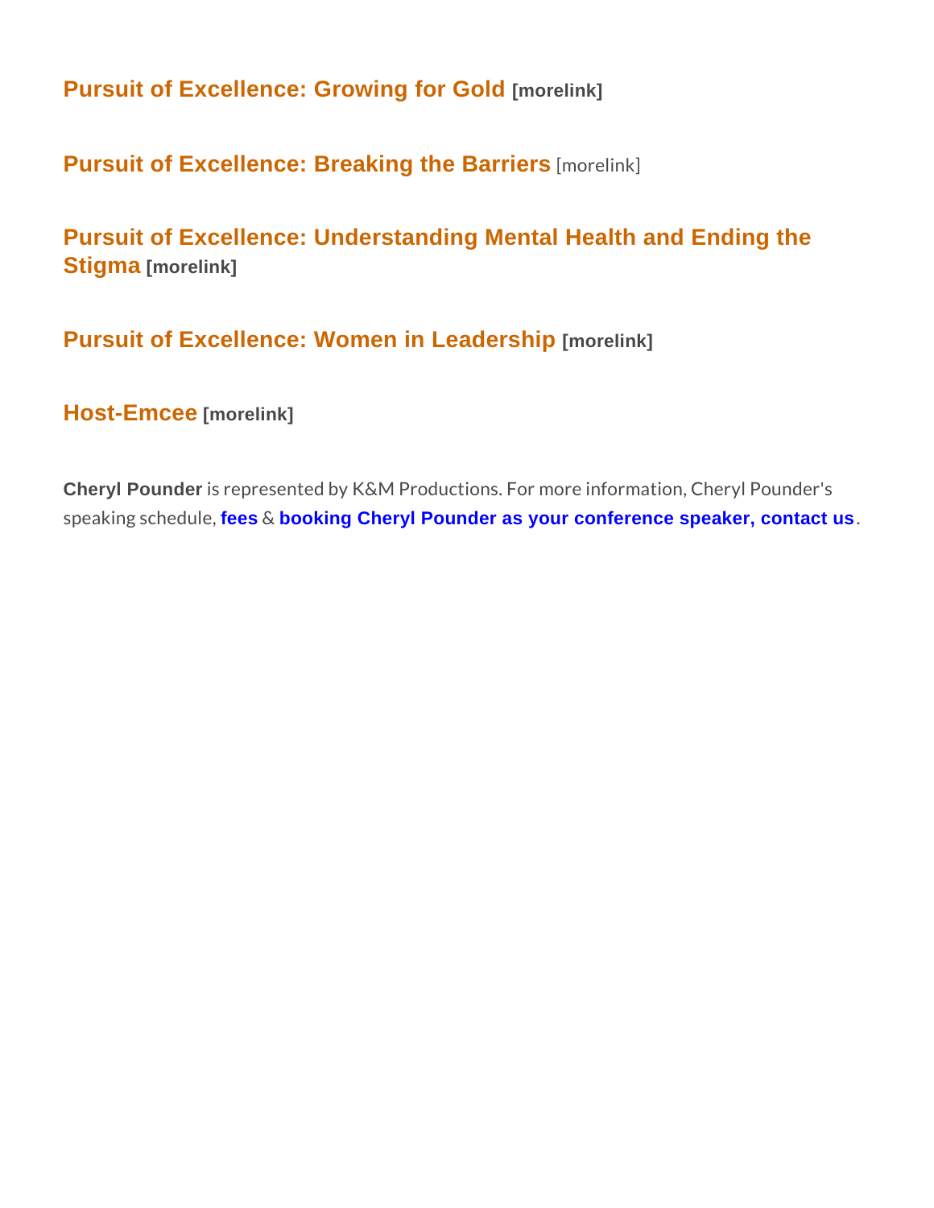### Pursuit of Excellence: Growing for Gold [morelink]

### Pursuit of Excellence: Breaking the Barriers [morelink]

### Pursuit of Excellence: Understanding Mental Health and Ending the Stigma [morelink]

### Pursuit of Excellence: Women in Leadership [morelink]

### Host-Emcee [morelink]

**Cheryl Pounder** is represented by K&M Productions. For more information, Cheryl Pounder's speaking schedule, **fees** & **booking Cheryl Pounder as your conference speaker, contact us**.